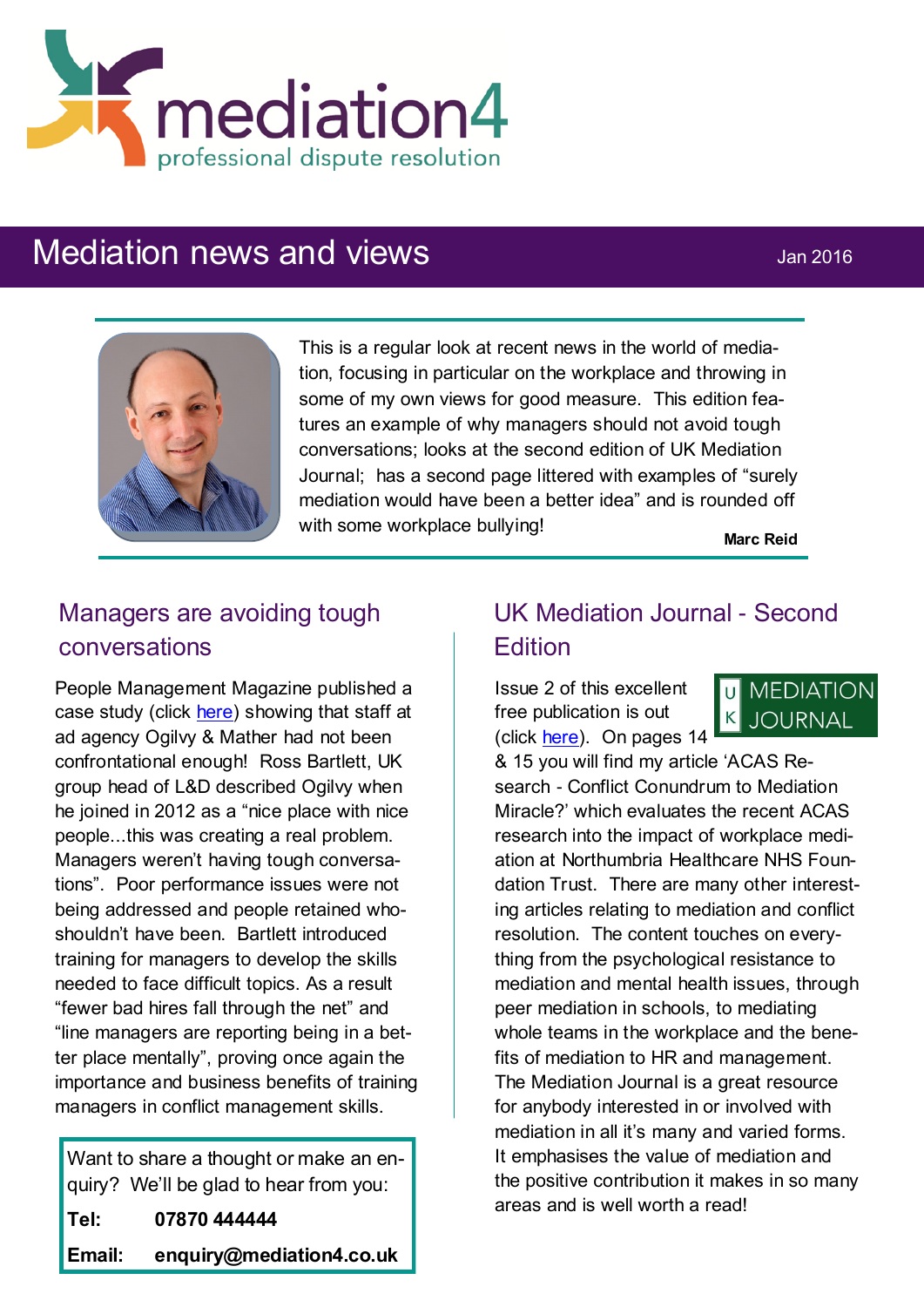mediation4

professional dispute resolution

# Mediation news and views

Jan 2016

This is a regular look at recent news in the world of mediation, focusing in particular on the workplace and throwing in some of my own views for good measure. This edition features an example of why managers should not avoid tough conversations; looks at the second edition of UK Mediation Journal; has a second page littered with examples of "surely mediation would have been a better idea" and is rounded off with some workplace bullying!

**Marc Reid**

## Managers are avoiding tough conversations

People Management Magazine published a case study (click here) showing that staff at ad agency Ogilvy & Mather had not been confrontational enough! Ross Bartlett, UK group head of L&D described Ogilvy when he joined in 2012 as a "nice place with nice people...this was creating a real problem. Managers weren't having tough conversations". Poor performance issues were not being addressed and people retained who shouldn't have been. Bartlett introduced training for managers to develop the skills needed to face difficult topics. As a result "fewer bad hires fall through the net" and "line managers are reporting being in a better place mentally", proving once again the importance and business benefits of training managers in conflict management skills.

Want to share a thought or make an enquiry? We'll be glad to hear from you:

**Tel:** **07870 444444**

**Email:** **enquiry@mediation4.co.uk**

## UK Mediation Journal - Second Edition

UK MEDIATION JOURNAL

Issue 2 of this excellent free publication is out (click here). On pages 14 & 15 you will find my article 'ACAS Research - Conflict Conundrum to Mediation Miracle?' which evaluates the recent ACAS research into the impact of workplace mediation at Northumbria Healthcare NHS Foundation Trust. There are many other interesting articles relating to mediation and conflict resolution. The content touches on everything from the psychological resistance to mediation and mental health issues, through peer mediation in schools, to mediating whole teams in the workplace and the benefits of mediation to HR and management. The Mediation Journal is a great resource for anybody interested in or involved with mediation in all it's many and varied forms. It emphasises the value of mediation and the positive contribution it makes in so many areas and is well worth a read!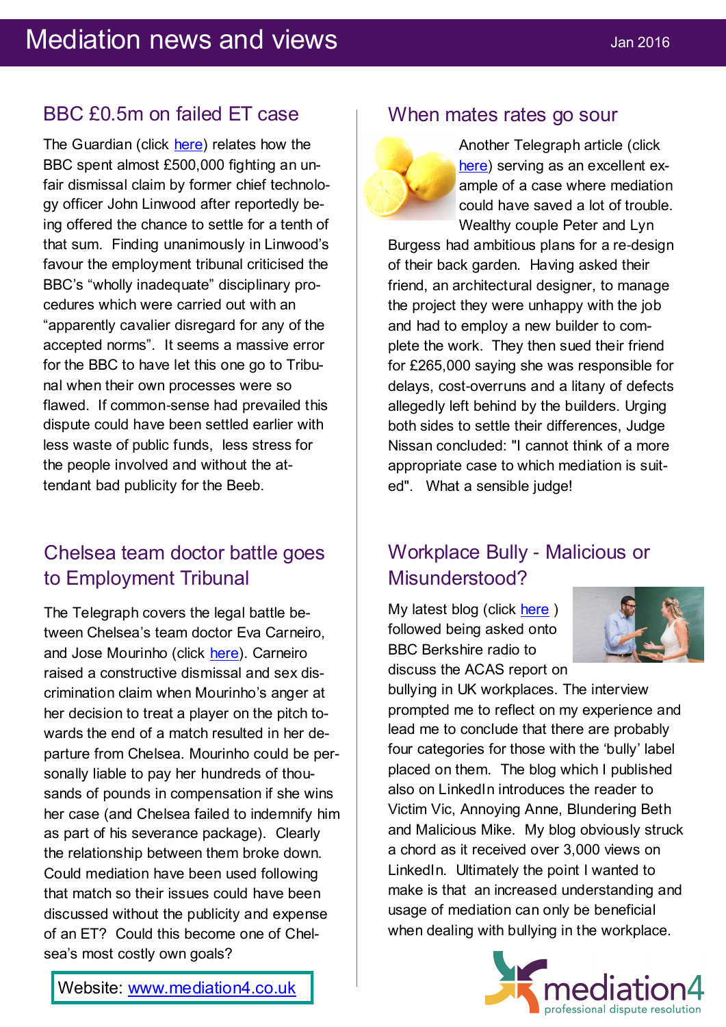# Mediation news and views

Jan 2016

## BBC £0.5m on failed ET case

The Guardian (click here) relates how the BBC spent almost £500,000 fighting an unfair dismissal claim by former chief technology officer John Linwood after reportedly being offered the chance to settle for a tenth of that sum. Finding unanimously in Linwood's favour the employment tribunal criticised the BBC's "wholly inadequate" disciplinary procedures which were carried out with an "apparently cavalier disregard for any of the accepted norms". It seems a massive error for the BBC to have let this one go to Tribunal when their own processes were so flawed. If common-sense had prevailed this dispute could have been settled earlier with less waste of public funds, less stress for the people involved and without the attendant bad publicity for the Beeb.

## Chelsea team doctor battle goes to Employment Tribunal

The Telegraph covers the legal battle between Chelsea's team doctor Eva Carneiro, and Jose Mourinho (click here). Carneiro raised a constructive dismissal and sex discrimination claim when Mourinho's anger at her decision to treat a player on the pitch towards the end of a match resulted in her departure from Chelsea. Mourinho could be personally liable to pay her hundreds of thousands of pounds in compensation if she wins her case (and Chelsea failed to indemnify him as part of his severance package). Clearly the relationship between them broke down. Could mediation have been used following that match so their issues could have been discussed without the publicity and expense of an ET? Could this become one of Chelsea's most costly own goals?

Website: www.mediation4.co.uk

## When mates rates go sour

Another Telegraph article (click here) serving as an excellent example of a case where mediation could have saved a lot of trouble. Wealthy couple Peter and Lyn Burgess had ambitious plans for a re-design of their back garden. Having asked their friend, an architectural designer, to manage the project they were unhappy with the job and had to employ a new builder to complete the work. They then sued their friend for £265,000 saying she was responsible for delays, cost-overruns and a litany of defects allegedly left behind by the builders. Urging both sides to settle their differences, Judge Nissan concluded: "I cannot think of a more appropriate case to which mediation is suited". What a sensible judge!

## Workplace Bully - Malicious or Misunderstood?

My latest blog (click here ) followed being asked onto BBC Berkshire radio to discuss the ACAS report on bullying in UK workplaces. The interview prompted me to reflect on my experience and lead me to conclude that there are probably four categories for those with the 'bully' label placed on them. The blog which I published also on LinkedIn introduces the reader to Victim Vic, Annoying Anne, Blundering Beth and Malicious Mike. My blog obviously struck a chord as it received over 3,000 views on LinkedIn. Ultimately the point I wanted to make is that an increased understanding and usage of mediation can only be beneficial when dealing with bullying in the workplace.

mediation4
professional dispute resolution